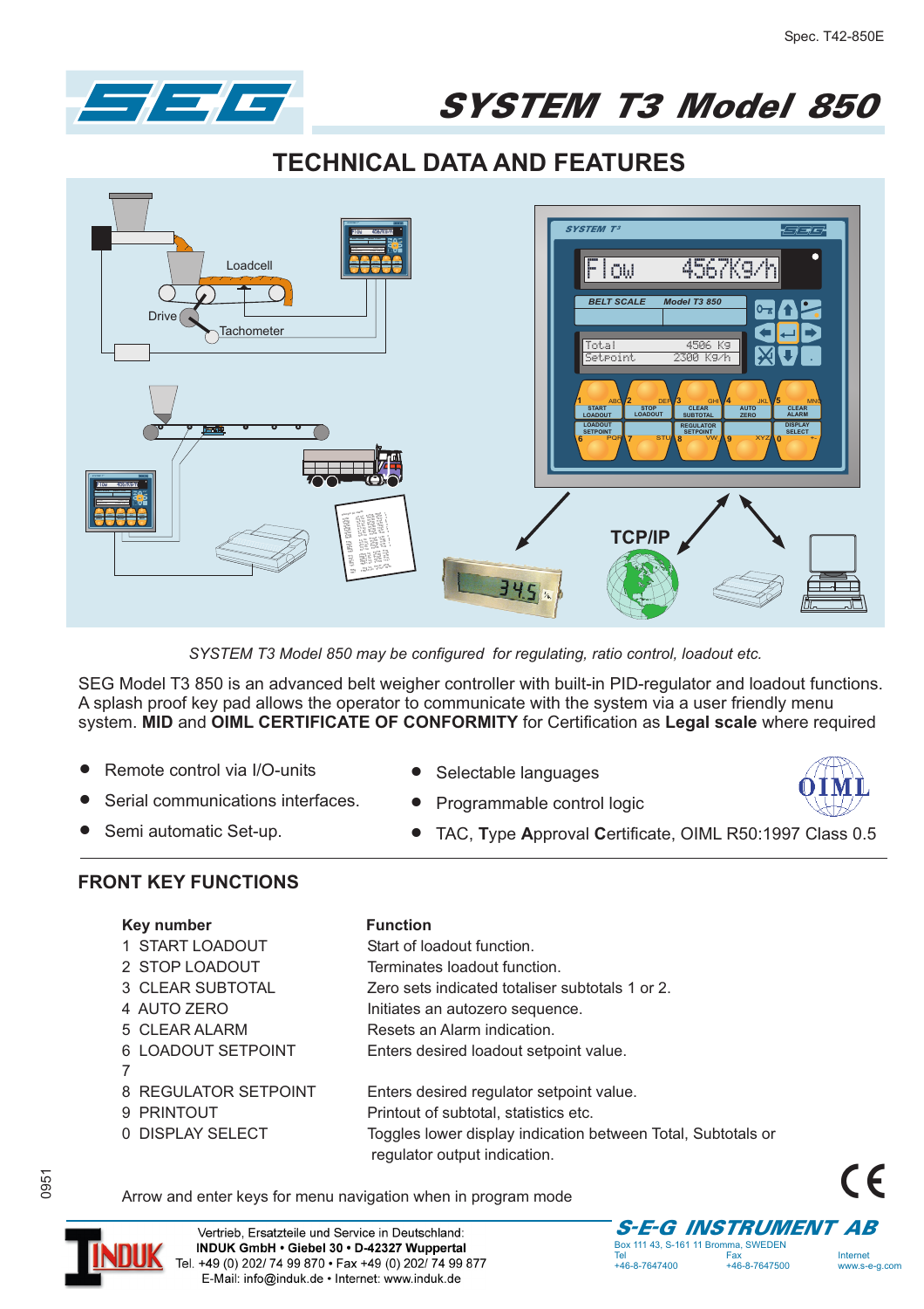Spec. T42-850E

# SYSTEM T3 Model 850

## TECHNICAL DATA AND FEATURES

*SYSTEM T3 Model 850 may be configured for regulating, ratio control, loadout etc.*

SEG Model T3 850 is an advanced belt weigher controller with built-in PID-regulator and loadout functions. A splash proof key pad allows the operator to communicate with the system via a user friendly menu system. **MID** and **OIML CERTIFICATE OF CONFORMITY** for Certification as **Legal scale** where required

- Remote control via I/O-units
- Serial communications interfaces.
- Semi automatic Set-up.
- Selectable languages
- Programmable control logic
- TAC, **T**ype **A**pproval **C**ertificate, OIML R50:1997 Class 0.5

## FRONT KEY FUNCTIONS

| Key number | Function |
|---|---|
| 1 START LOADOUT | Start of loadout function. |
| 2 STOP LOADOUT | Terminates loadout function. |
| 3 CLEAR SUBTOTAL | Zero sets indicated totaliser subtotals 1 or 2. |
| 4 AUTO ZERO | Initiates an autozero sequence. |
| 5 CLEAR ALARM | Resets an Alarm indication. |
| 6 LOADOUT SETPOINT | Enters desired loadout setpoint value. |
| 7 | |
| 8 REGULATOR SETPOINT | Enters desired regulator setpoint value. |
| 9 PRINTOUT | Printout of subtotal, statistics etc. |
| 0 DISPLAY SELECT | Toggles lower display indication between Total, Subtotals or regulator output indication. |

Arrow and enter keys for menu navigation when in program mode

0951

Vertrieb, Ersatzteile und Service in Deutschland:
**INDUK GmbH • Giebel 30 • D-42327 Wuppertal**
Tel. +49 (0) 202/ 74 99 870 • Fax +49 (0) 202/ 74 99 877
E-Mail: info@induk.de • Internet: www.induk.de

**S-E-G INSTRUMENT AB**
Box 111 43, S-161 11 Bromma, SWEDEN
Tel +46-8-7647400 Fax +46-8-7647500 Internet www.s-e-g.com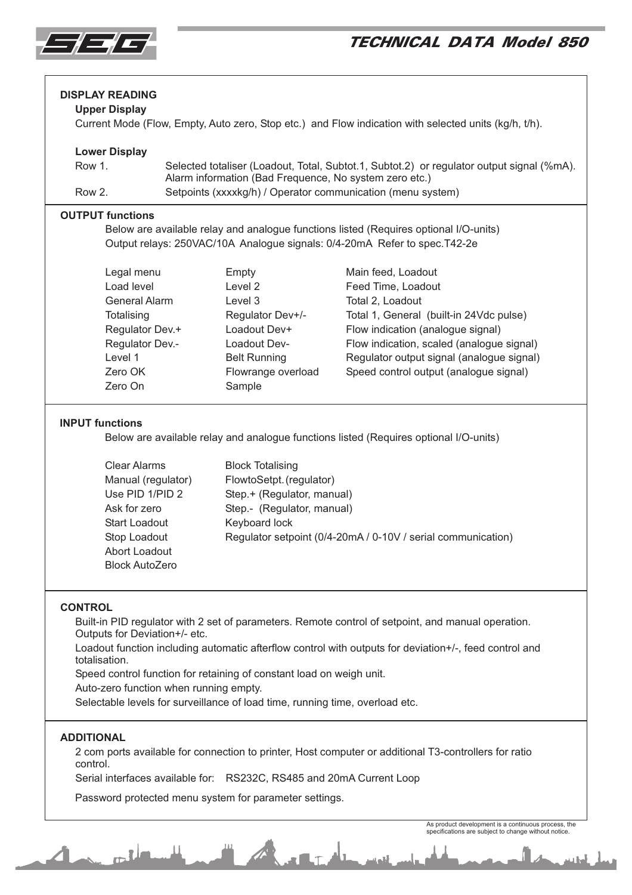# TECHNICAL DATA Model 850

## DISPLAY READING

### Upper Display

Current Mode (Flow, Empty, Auto zero, Stop etc.) and Flow indication with selected units (kg/h, t/h).

### Lower Display

| | |
|---|---|
| Row 1. | Selected totaliser (Loadout, Total, Subtot.1, Subtot.2) or regulator output signal (%mA). Alarm information (Bad Frequence, No system zero etc.) |
| Row 2. | Setpoints (xxxxkg/h) / Operator communication (menu system) |

## OUTPUT functions

Below are available relay and analogue functions listed (Requires optional I/O-units)
Output relays: 250VAC/10A Analogue signals: 0/4-20mA Refer to spec.T42-2e

| | | |
|---|---|---|
| Legal menu | Empty | Main feed, Loadout |
| Load level | Level 2 | Feed Time, Loadout |
| General Alarm | Level 3 | Total 2, Loadout |
| Totalising | Regulator Dev+/- | Total 1, General (built-in 24Vdc pulse) |
| Regulator Dev.+ | Loadout Dev+ | Flow indication (analogue signal) |
| Regulator Dev.- | Loadout Dev- | Flow indication, scaled (analogue signal) |
| Level 1 | Belt Running | Regulator output signal (analogue signal) |
| Zero OK | Flowrange overload | Speed control output (analogue signal) |
| Zero On | Sample | |

## INPUT functions

Below are available relay and analogue functions listed (Requires optional I/O-units)

| | |
|---|---|
| Clear Alarms | Block Totalising |
| Manual (regulator) | FlowtoSetpt.(regulator) |
| Use PID 1/PID 2 | Step.+ (Regulator, manual) |
| Ask for zero | Step.- (Regulator, manual) |
| Start Loadout | Keyboard lock |
| Stop Loadout | Regulator setpoint (0/4-20mA / 0-10V / serial communication) |
| Abort Loadout | |
| Block AutoZero | |

## CONTROL

Built-in PID regulator with 2 set of parameters. Remote control of setpoint, and manual operation. Outputs for Deviation+/- etc.

Loadout function including automatic afterflow control with outputs for deviation+/-, feed control and totalisation.

Speed control function for retaining of constant load on weigh unit.

Auto-zero function when running empty.

Selectable levels for surveillance of load time, running time, overload etc.

## ADDITIONAL

2 com ports available for connection to printer, Host computer or additional T3-controllers for ratio control.

Serial interfaces available for: RS232C, RS485 and 20mA Current Loop

Password protected menu system for parameter settings.

As product development is a continuous process, the specifications are subject to change without notice.